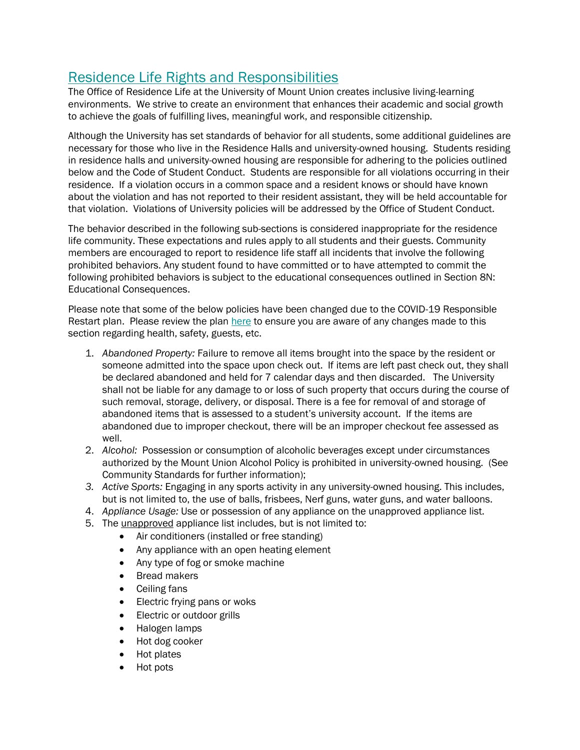# Residence Life Rights and Responsibilities

The Office of Residence Life at the University of Mount Union creates inclusive living-learning environments. We strive to create an environment that enhances their academic and social growth to achieve the goals of fulfilling lives, meaningful work, and responsible citizenship.

Although the University has set standards of behavior for all students, some additional guidelines are necessary for those who live in the Residence Halls and university-owned housing. Students residing in residence halls and university-owned housing are responsible for adhering to the policies outlined below and the Code of Student Conduct. Students are responsible for all violations occurring in their residence. If a violation occurs in a common space and a resident knows or should have known about the violation and has not reported to their resident assistant, they will be held accountable for that violation. Violations of University policies will be addressed by the Office of Student Conduct.

The behavior described in the following sub-sections is considered inappropriate for the residence life community. These expectations and rules apply to all students and their guests. Community members are encouraged to report to residence life staff all incidents that involve the following prohibited behaviors. Any student found to have committed or to have attempted to commit the following prohibited behaviors is subject to the educational consequences outlined in Section 8N: Educational Consequences.

Please note that some of the below policies have been changed due to the COVID-19 Responsible Restart plan. Please review the plan here to ensure you are aware of any changes made to this section regarding health, safety, guests, etc.

1. *Abandoned Property:* Failure to remove all items brought into the space by the resident or someone admitted into the space upon check out. If items are left past check out, they shall be declared abandoned and held for 7 calendar days and then discarded. The University shall not be liable for any damage to or loss of such property that occurs during the course of such removal, storage, delivery, or disposal. There is a fee for removal of and storage of abandoned items that is assessed to a student's university account. If the items are abandoned due to improper checkout, there will be an improper checkout fee assessed as well.
2. *Alcohol:* Possession or consumption of alcoholic beverages except under circumstances authorized by the Mount Union Alcohol Policy is prohibited in university-owned housing. (See Community Standards for further information);
3. *Active Sports:* Engaging in any sports activity in any university-owned housing. This includes, but is not limited to, the use of balls, frisbees, Nerf guns, water guns, and water balloons.
4. *Appliance Usage:* Use or possession of any appliance on the unapproved appliance list.
5. The <u>unapproved</u> appliance list includes, but is not limited to:
   - Air conditioners (installed or free standing)
   - Any appliance with an open heating element
   - Any type of fog or smoke machine
   - Bread makers
   - Ceiling fans
   - Electric frying pans or woks
   - Electric or outdoor grills
   - Halogen lamps
   - Hot dog cooker
   - Hot plates
   - Hot pots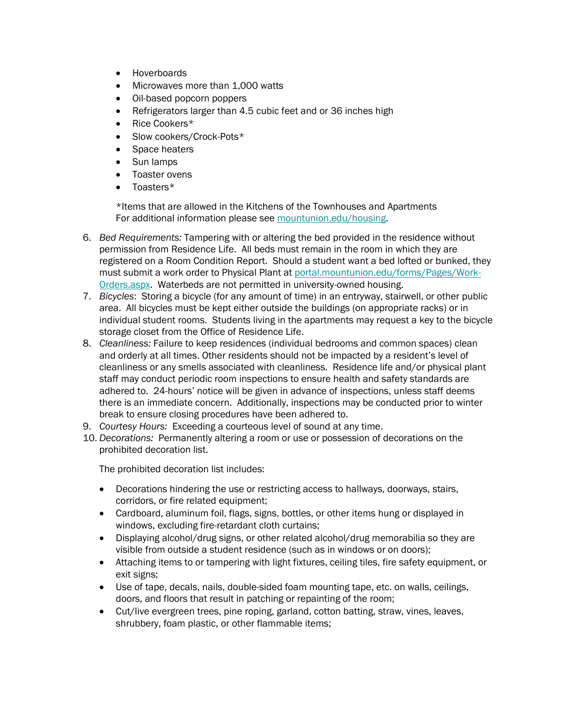- Hoverboards
- Microwaves more than 1,000 watts
- Oil-based popcorn poppers
- Refrigerators larger than 4.5 cubic feet and or 36 inches high
- Rice Cookers*
- Slow cookers/Crock-Pots*
- Space heaters
- Sun lamps
- Toaster ovens
- Toasters*

*Items that are allowed in the Kitchens of the Townhouses and Apartments
For additional information please see [mountunion.edu/housing](mountunion.edu/housing).

6. *Bed Requirements:* Tampering with or altering the bed provided in the residence without permission from Residence Life. All beds must remain in the room in which they are registered on a Room Condition Report. Should a student want a bed lofted or bunked, they must submit a work order to Physical Plant at [portal.mountunion.edu/forms/Pages/Work-Orders.aspx](portal.mountunion.edu/forms/Pages/Work-Orders.aspx). Waterbeds are not permitted in university-owned housing.
7. *Bicycles*: Storing a bicycle (for any amount of time) in an entryway, stairwell, or other public area. All bicycles must be kept either outside the buildings (on appropriate racks) or in individual student rooms. Students living in the apartments may request a key to the bicycle storage closet from the Office of Residence Life.
8. *Cleanliness:* Failure to keep residences (individual bedrooms and common spaces) clean and orderly at all times. Other residents should not be impacted by a resident's level of cleanliness or any smells associated with cleanliness. Residence life and/or physical plant staff may conduct periodic room inspections to ensure health and safety standards are adhered to. 24-hours' notice will be given in advance of inspections, unless staff deems there is an immediate concern. Additionally, inspections may be conducted prior to winter break to ensure closing procedures have been adhered to.
9. *Courtesy Hours:* Exceeding a courteous level of sound at any time.
10. *Decorations:* Permanently altering a room or use or possession of decorations on the prohibited decoration list.

    The prohibited decoration list includes:

    - Decorations hindering the use or restricting access to hallways, doorways, stairs, corridors, or fire related equipment;
    - Cardboard, aluminum foil, flags, signs, bottles, or other items hung or displayed in windows, excluding fire-retardant cloth curtains;
    - Displaying alcohol/drug signs, or other related alcohol/drug memorabilia so they are visible from outside a student residence (such as in windows or on doors);
    - Attaching items to or tampering with light fixtures, ceiling tiles, fire safety equipment, or exit signs;
    - Use of tape, decals, nails, double-sided foam mounting tape, etc. on walls, ceilings, doors, and floors that result in patching or repainting of the room;
    - Cut/live evergreen trees, pine roping, garland, cotton batting, straw, vines, leaves, shrubbery, foam plastic, or other flammable items;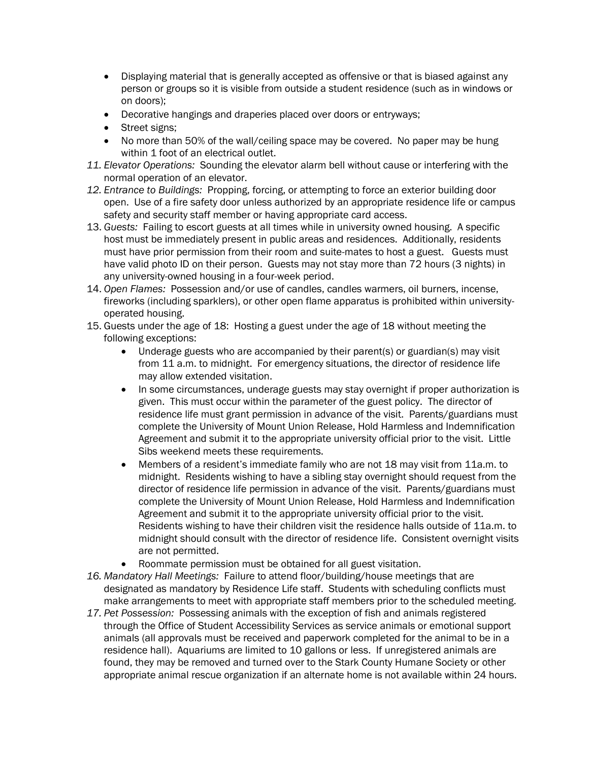- Displaying material that is generally accepted as offensive or that is biased against any person or groups so it is visible from outside a student residence (such as in windows or on doors);
- Decorative hangings and draperies placed over doors or entryways;
- Street signs;
- No more than 50% of the wall/ceiling space may be covered. No paper may be hung within 1 foot of an electrical outlet.

11. *Elevator Operations:* Sounding the elevator alarm bell without cause or interfering with the normal operation of an elevator.
12. *Entrance to Buildings:* Propping, forcing, or attempting to force an exterior building door open. Use of a fire safety door unless authorized by an appropriate residence life or campus safety and security staff member or having appropriate card access.
13. *Guests:* Failing to escort guests at all times while in university owned housing. A specific host must be immediately present in public areas and residences. Additionally, residents must have prior permission from their room and suite-mates to host a guest. Guests must have valid photo ID on their person. Guests may not stay more than 72 hours (3 nights) in any university-owned housing in a four-week period.
14. *Open Flames:* Possession and/or use of candles, candles warmers, oil burners, incense, fireworks (including sparklers), or other open flame apparatus is prohibited within university-operated housing.
15. Guests under the age of 18: Hosting a guest under the age of 18 without meeting the following exceptions:
    - Underage guests who are accompanied by their parent(s) or guardian(s) may visit from 11 a.m. to midnight. For emergency situations, the director of residence life may allow extended visitation.
    - In some circumstances, underage guests may stay overnight if proper authorization is given. This must occur within the parameter of the guest policy. The director of residence life must grant permission in advance of the visit. Parents/guardians must complete the University of Mount Union Release, Hold Harmless and Indemnification Agreement and submit it to the appropriate university official prior to the visit. Little Sibs weekend meets these requirements.
    - Members of a resident's immediate family who are not 18 may visit from 11a.m. to midnight. Residents wishing to have a sibling stay overnight should request from the director of residence life permission in advance of the visit. Parents/guardians must complete the University of Mount Union Release, Hold Harmless and Indemnification Agreement and submit it to the appropriate university official prior to the visit. Residents wishing to have their children visit the residence halls outside of 11a.m. to midnight should consult with the director of residence life. Consistent overnight visits are not permitted.
    - Roommate permission must be obtained for all guest visitation.
16. *Mandatory Hall Meetings:* Failure to attend floor/building/house meetings that are designated as mandatory by Residence Life staff. Students with scheduling conflicts must make arrangements to meet with appropriate staff members prior to the scheduled meeting.
17. *Pet Possession:* Possessing animals with the exception of fish and animals registered through the Office of Student Accessibility Services as service animals or emotional support animals (all approvals must be received and paperwork completed for the animal to be in a residence hall). Aquariums are limited to 10 gallons or less. If unregistered animals are found, they may be removed and turned over to the Stark County Humane Society or other appropriate animal rescue organization if an alternate home is not available within 24 hours.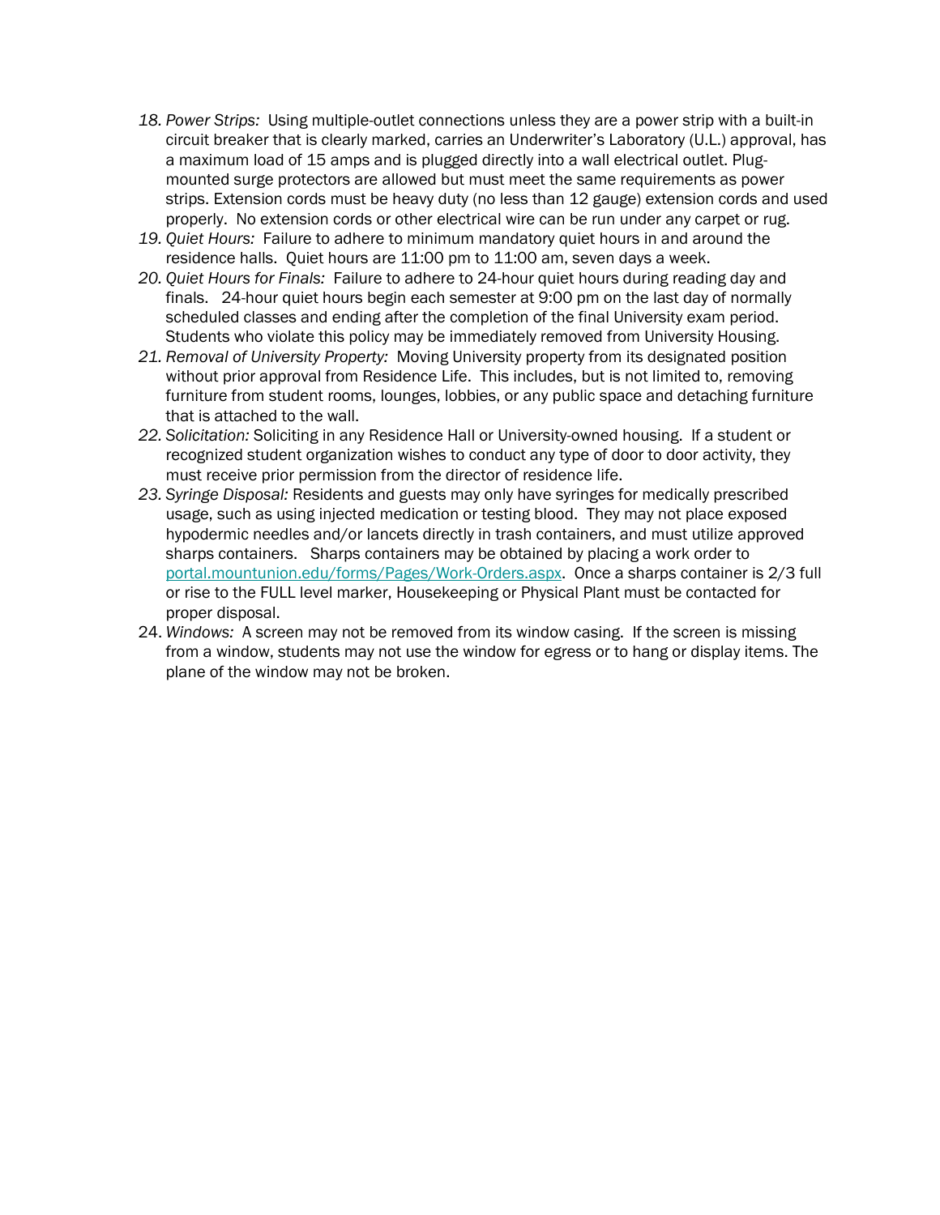18. *Power Strips:* Using multiple-outlet connections unless they are a power strip with a built-in circuit breaker that is clearly marked, carries an Underwriter's Laboratory (U.L.) approval, has a maximum load of 15 amps and is plugged directly into a wall electrical outlet. Plug-mounted surge protectors are allowed but must meet the same requirements as power strips. Extension cords must be heavy duty (no less than 12 gauge) extension cords and used properly. No extension cords or other electrical wire can be run under any carpet or rug.
19. *Quiet Hours:* Failure to adhere to minimum mandatory quiet hours in and around the residence halls. Quiet hours are 11:00 pm to 11:00 am, seven days a week.
20. *Quiet Hours for Finals:* Failure to adhere to 24-hour quiet hours during reading day and finals. 24-hour quiet hours begin each semester at 9:00 pm on the last day of normally scheduled classes and ending after the completion of the final University exam period. Students who violate this policy may be immediately removed from University Housing.
21. *Removal of University Property:* Moving University property from its designated position without prior approval from Residence Life. This includes, but is not limited to, removing furniture from student rooms, lounges, lobbies, or any public space and detaching furniture that is attached to the wall.
22. *Solicitation:* Soliciting in any Residence Hall or University-owned housing. If a student or recognized student organization wishes to conduct any type of door to door activity, they must receive prior permission from the director of residence life.
23. *Syringe Disposal:* Residents and guests may only have syringes for medically prescribed usage, such as using injected medication or testing blood. They may not place exposed hypodermic needles and/or lancets directly in trash containers, and must utilize approved sharps containers. Sharps containers may be obtained by placing a work order to [portal.mountunion.edu/forms/Pages/Work-Orders.aspx](portal.mountunion.edu/forms/Pages/Work-Orders.aspx). Once a sharps container is 2/3 full or rise to the FULL level marker, Housekeeping or Physical Plant must be contacted for proper disposal.
24. *Windows:* A screen may not be removed from its window casing. If the screen is missing from a window, students may not use the window for egress or to hang or display items. The plane of the window may not be broken.